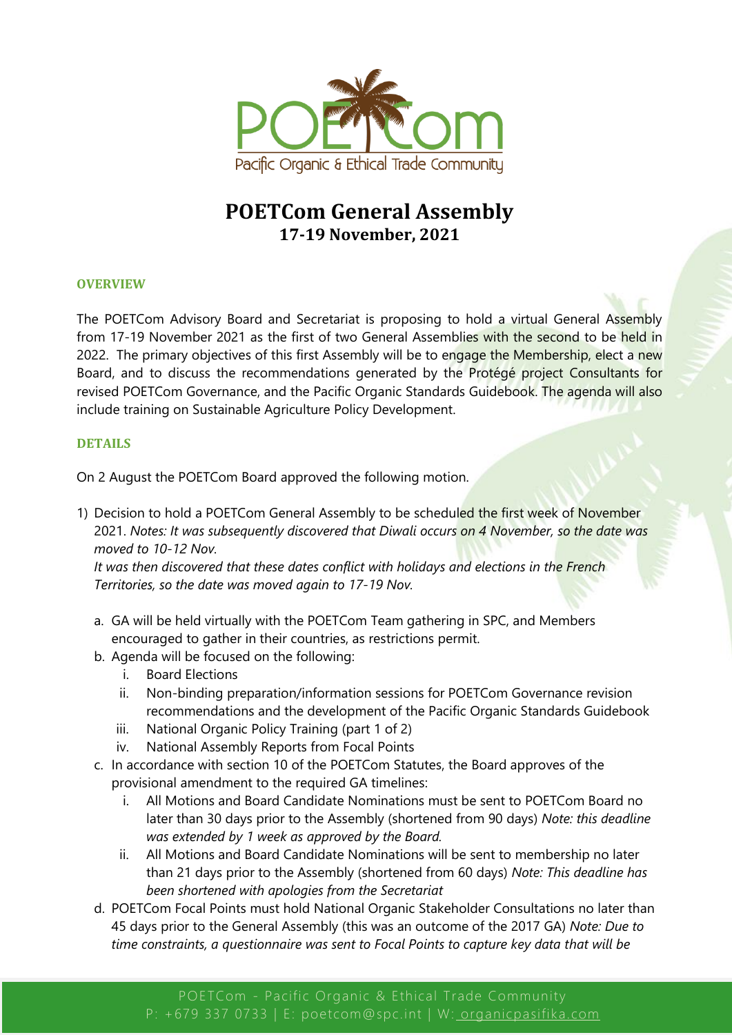# POETCom General Assembly

## 17-19 November, 2021

### OVERVIEW

The POETCom Advisory Board and Secretariat is proposing to hold a virtual General Assembly from 17-19 November 2021 as the first of two General Assemblies with the second to be held in 2022. The primary objectives of this first Assembly will be to engage the Membership, elect a new Board, and to discuss the recommendations generated by the Protégé project Consultants for revised POETCom Governance, and the Pacific Organic Standards Guidebook. The agenda will also include training on Sustainable Agriculture Policy Development.

### DETAILS

On 2 August the POETCom Board approved the following motion.

1) Decision to hold a POETCom General Assembly to be scheduled the first week of November 2021. *Notes: It was subsequently discovered that Diwali occurs on 4 November, so the date was moved to 10-12 Nov.*
   *It was then discovered that these dates conflict with holidays and elections in the French Territories, so the date was moved again to 17-19 Nov.*

   a. GA will be held virtually with the POETCom Team gathering in SPC, and Members encouraged to gather in their countries, as restrictions permit.
   b. Agenda will be focused on the following:
      i. Board Elections
      ii. Non-binding preparation/information sessions for POETCom Governance revision recommendations and the development of the Pacific Organic Standards Guidebook
      iii. National Organic Policy Training (part 1 of 2)
      iv. National Assembly Reports from Focal Points
   c. In accordance with section 10 of the POETCom Statutes, the Board approves of the provisional amendment to the required GA timelines:
      i. All Motions and Board Candidate Nominations must be sent to POETCom Board no later than 30 days prior to the Assembly (shortened from 90 days) *Note: this deadline was extended by 1 week as approved by the Board.*
      ii. All Motions and Board Candidate Nominations will be sent to membership no later than 21 days prior to the Assembly (shortened from 60 days) *Note: This deadline has been shortened with apologies from the Secretariat*
   d. POETCom Focal Points must hold National Organic Stakeholder Consultations no later than 45 days prior to the General Assembly (this was an outcome of the 2017 GA) *Note: Due to time constraints, a questionnaire was sent to Focal Points to capture key data that will be*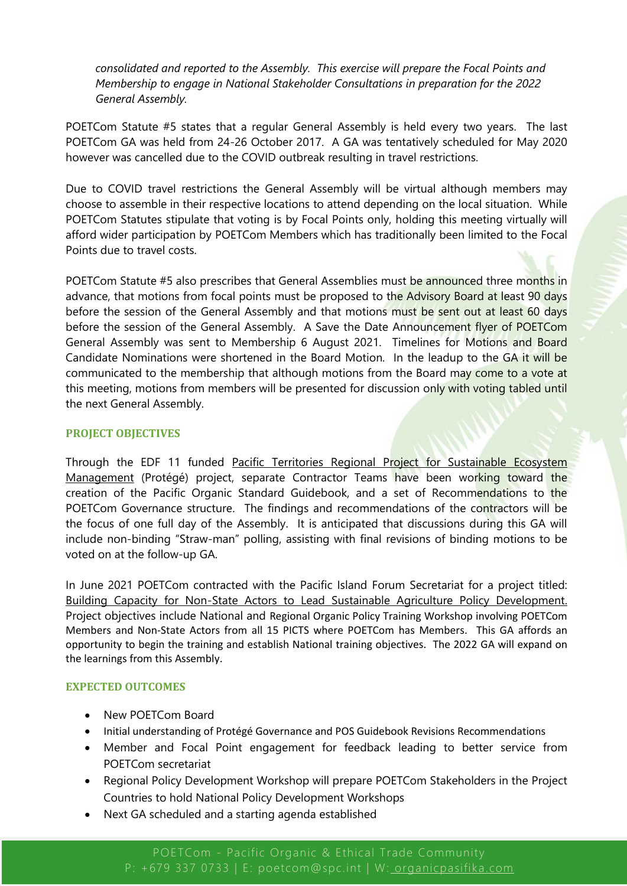*consolidated and reported to the Assembly. This exercise will prepare the Focal Points and Membership to engage in National Stakeholder Consultations in preparation for the 2022 General Assembly.*

POETCom Statute #5 states that a regular General Assembly is held every two years. The last POETCom GA was held from 24-26 October 2017. A GA was tentatively scheduled for May 2020 however was cancelled due to the COVID outbreak resulting in travel restrictions.

Due to COVID travel restrictions the General Assembly will be virtual although members may choose to assemble in their respective locations to attend depending on the local situation. While POETCom Statutes stipulate that voting is by Focal Points only, holding this meeting virtually will afford wider participation by POETCom Members which has traditionally been limited to the Focal Points due to travel costs.

POETCom Statute #5 also prescribes that General Assemblies must be announced three months in advance, that motions from focal points must be proposed to the Advisory Board at least 90 days before the session of the General Assembly and that motions must be sent out at least 60 days before the session of the General Assembly. A Save the Date Announcement flyer of POETCom General Assembly was sent to Membership 6 August 2021. Timelines for Motions and Board Candidate Nominations were shortened in the Board Motion. In the leadup to the GA it will be communicated to the membership that although motions from the Board may come to a vote at this meeting, motions from members will be presented for discussion only with voting tabled until the next General Assembly.

## PROJECT OBJECTIVES

Through the EDF 11 funded Pacific Territories Regional Project for Sustainable Ecosystem Management (Protégé) project, separate Contractor Teams have been working toward the creation of the Pacific Organic Standard Guidebook, and a set of Recommendations to the POETCom Governance structure. The findings and recommendations of the contractors will be the focus of one full day of the Assembly. It is anticipated that discussions during this GA will include non-binding "Straw-man" polling, assisting with final revisions of binding motions to be voted on at the follow-up GA.

In June 2021 POETCom contracted with the Pacific Island Forum Secretariat for a project titled: Building Capacity for Non-State Actors to Lead Sustainable Agriculture Policy Development. Project objectives include National and Regional Organic Policy Training Workshop involving POETCom Members and Non-State Actors from all 15 PICTS where POETCom has Members. This GA affords an opportunity to begin the training and establish National training objectives. The 2022 GA will expand on the learnings from this Assembly.

## EXPECTED OUTCOMES

- New POETCom Board
- Initial understanding of Protégé Governance and POS Guidebook Revisions Recommendations
- Member and Focal Point engagement for feedback leading to better service from POETCom secretariat
- Regional Policy Development Workshop will prepare POETCom Stakeholders in the Project Countries to hold National Policy Development Workshops
- Next GA scheduled and a starting agenda established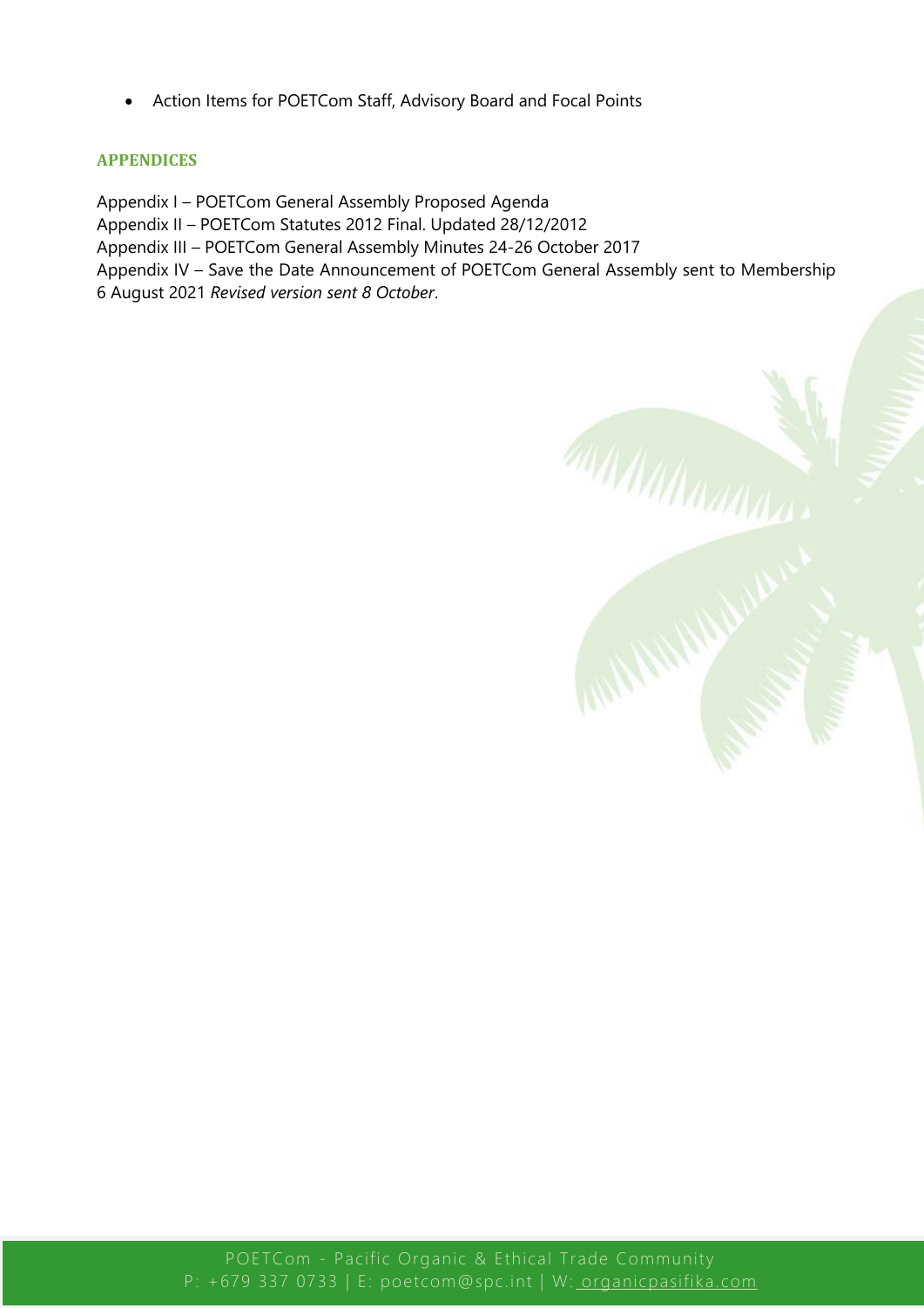- Action Items for POETCom Staff, Advisory Board and Focal Points

## APPENDICES

Appendix I – POETCom General Assembly Proposed Agenda
Appendix II – POETCom Statutes 2012 Final. Updated 28/12/2012
Appendix III – POETCom General Assembly Minutes 24-26 October 2017
Appendix IV – Save the Date Announcement of POETCom General Assembly sent to Membership 6 August 2021 *Revised version sent 8 October*.